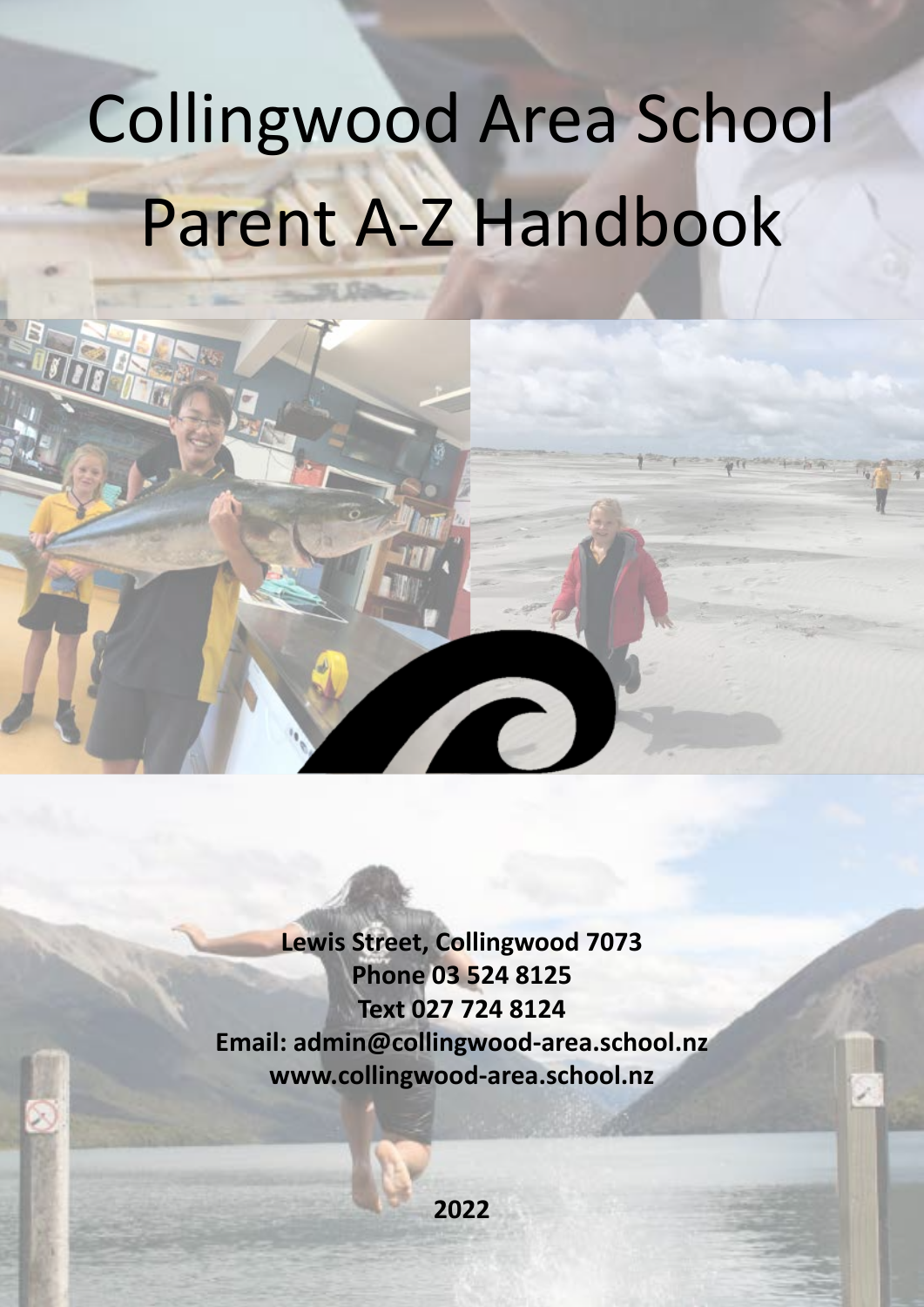# Collingwood Area School Parent A-Z Handbook

**Lewis Street, Collingwood 7073**
**Phone 03 524 8125**
**Text 027 724 8124**
**Email: admin@collingwood-area.school.nz**
**www.collingwood-area.school.nz**

**2022**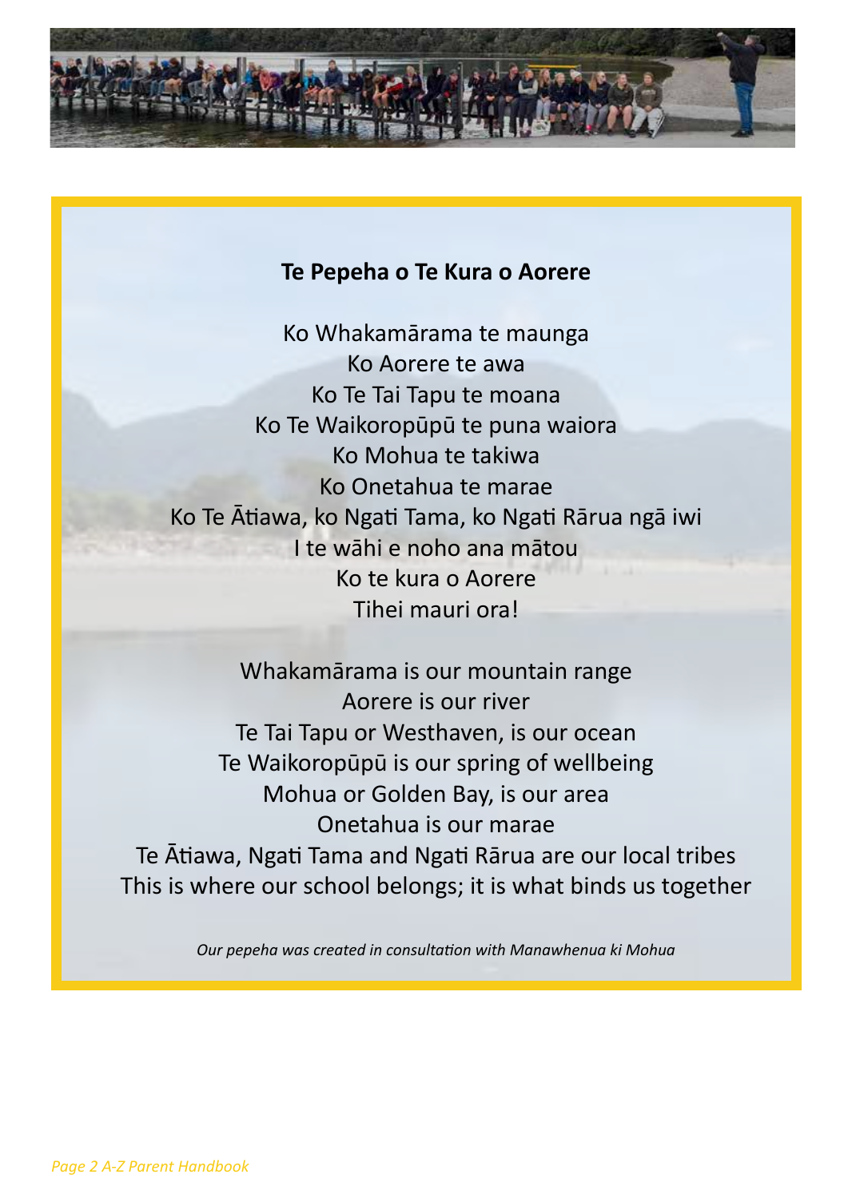**Te Pepeha o Te Kura o Aorere**

Ko Whakamārama te maunga
Ko Aorere te awa
Ko Te Tai Tapu te moana
Ko Te Waikoropūpū te puna waiora
Ko Mohua te takiwa
Ko Onetahua te marae
Ko Te Ātiawa, ko Ngati Tama, ko Ngati Rārua ngā iwi
I te wāhi e noho ana mātou
Ko te kura o Aorere
Tihei mauri ora!

Whakamārama is our mountain range
Aorere is our river
Te Tai Tapu or Westhaven, is our ocean
Te Waikoropūpū is our spring of wellbeing
Mohua or Golden Bay, is our area
Onetahua is our marae
Te Ātiawa, Ngati Tama and Ngati Rārua are our local tribes
This is where our school belongs; it is what binds us together

*Our pepeha was created in consultation with Manawhenua ki Mohua*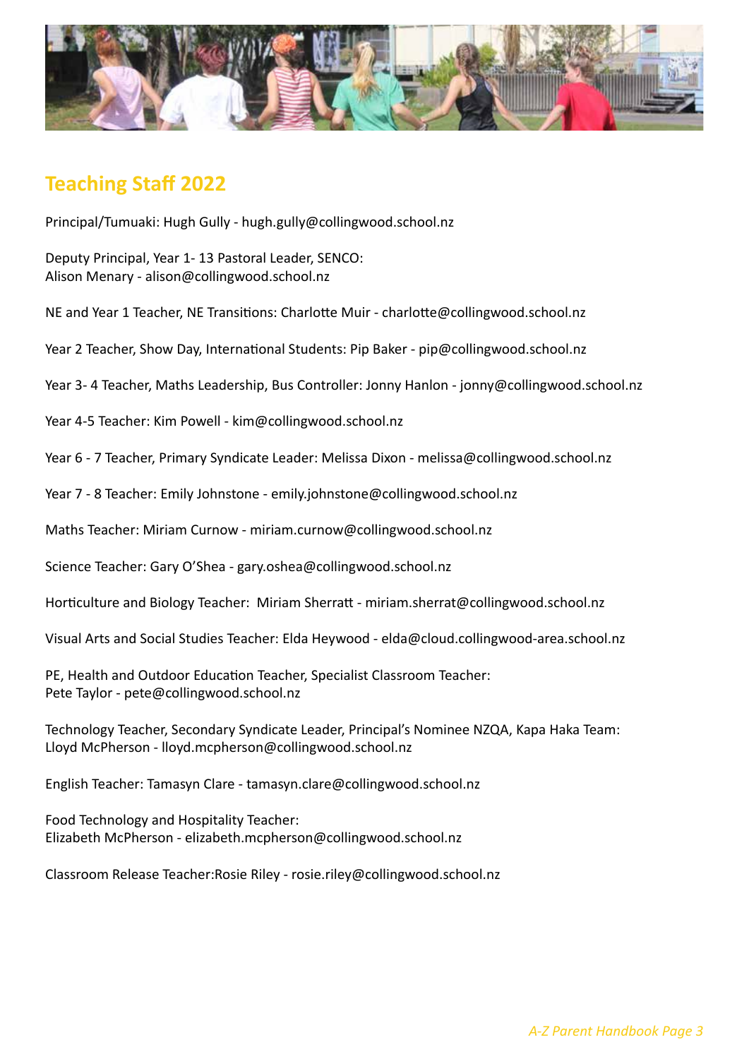## Teaching Staff 2022

Principal/Tumuaki: Hugh Gully - hugh.gully@collingwood.school.nz

Deputy Principal, Year 1- 13 Pastoral Leader, SENCO:
Alison Menary - alison@collingwood.school.nz

NE and Year 1 Teacher, NE Transitions: Charlotte Muir - charlotte@collingwood.school.nz

Year 2 Teacher, Show Day, International Students: Pip Baker - pip@collingwood.school.nz

Year 3- 4 Teacher, Maths Leadership, Bus Controller: Jonny Hanlon - jonny@collingwood.school.nz

Year 4-5 Teacher: Kim Powell - kim@collingwood.school.nz

Year 6 - 7 Teacher, Primary Syndicate Leader: Melissa Dixon - melissa@collingwood.school.nz

Year 7 - 8 Teacher: Emily Johnstone - emily.johnstone@collingwood.school.nz

Maths Teacher: Miriam Curnow - miriam.curnow@collingwood.school.nz

Science Teacher: Gary O'Shea - gary.oshea@collingwood.school.nz

Horticulture and Biology Teacher: Miriam Sherratt - miriam.sherrat@collingwood.school.nz

Visual Arts and Social Studies Teacher: Elda Heywood - elda@cloud.collingwood-area.school.nz

PE, Health and Outdoor Education Teacher, Specialist Classroom Teacher:
Pete Taylor - pete@collingwood.school.nz

Technology Teacher, Secondary Syndicate Leader, Principal's Nominee NZQA, Kapa Haka Team:
Lloyd McPherson - lloyd.mcpherson@collingwood.school.nz

English Teacher: Tamasyn Clare - tamasyn.clare@collingwood.school.nz

Food Technology and Hospitality Teacher:
Elizabeth McPherson - elizabeth.mcpherson@collingwood.school.nz

Classroom Release Teacher:Rosie Riley - rosie.riley@collingwood.school.nz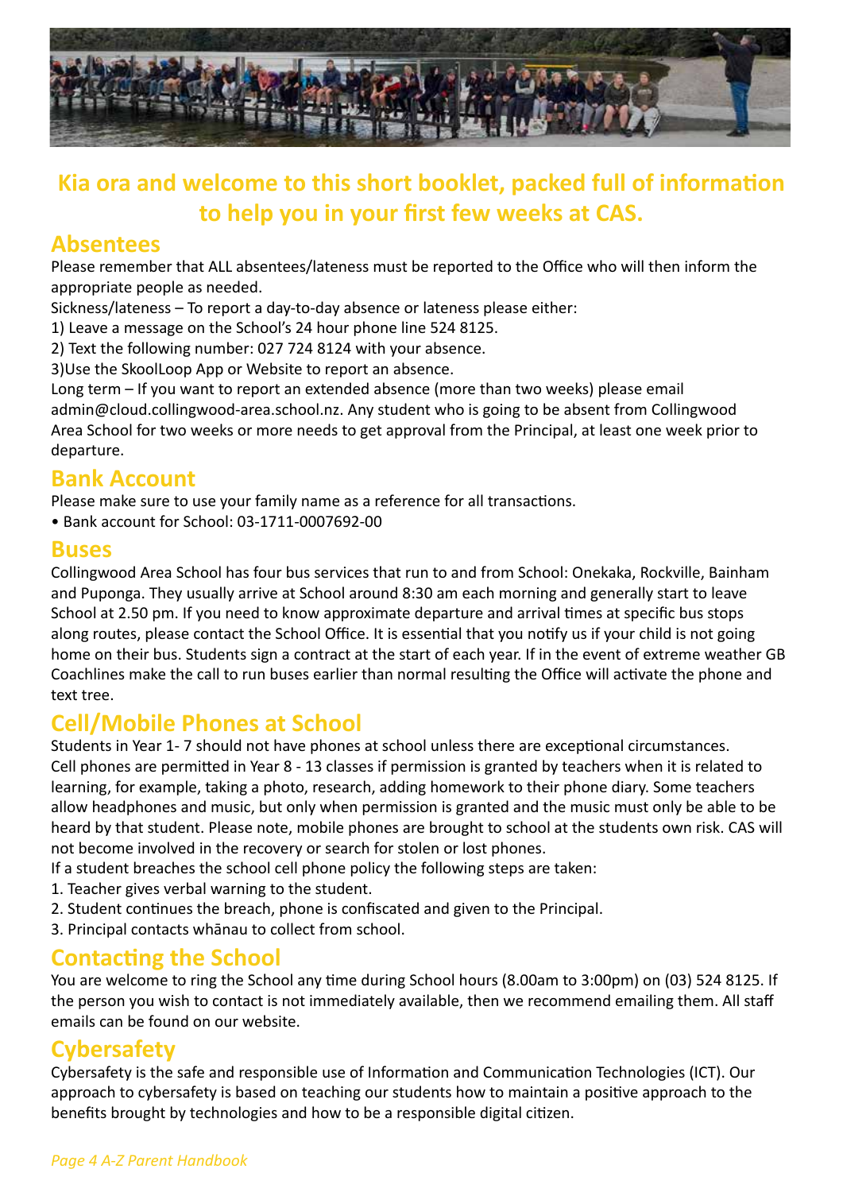# Kia ora and welcome to this short booklet, packed full of information to help you in your first few weeks at CAS.

## Absentees

Please remember that ALL absentees/lateness must be reported to the Office who will then inform the appropriate people as needed.

Sickness/lateness – To report a day-to-day absence or lateness please either:

1) Leave a message on the School's 24 hour phone line 524 8125.
2) Text the following number: 027 724 8124 with your absence.
3)Use the SkoolLoop App or Website to report an absence.

Long term – If you want to report an extended absence (more than two weeks) please email admin@cloud.collingwood-area.school.nz. Any student who is going to be absent from Collingwood Area School for two weeks or more needs to get approval from the Principal, at least one week prior to departure.

## Bank Account

Please make sure to use your family name as a reference for all transactions.

- Bank account for School: 03-1711-0007692-00

## Buses

Collingwood Area School has four bus services that run to and from School: Onekaka, Rockville, Bainham and Puponga. They usually arrive at School around 8:30 am each morning and generally start to leave School at 2.50 pm. If you need to know approximate departure and arrival times at specific bus stops along routes, please contact the School Office. It is essential that you notify us if your child is not going home on their bus. Students sign a contract at the start of each year. If in the event of extreme weather GB Coachlines make the call to run buses earlier than normal resulting the Office will activate the phone and text tree.

## Cell/Mobile Phones at School

Students in Year 1- 7 should not have phones at school unless there are exceptional circumstances. Cell phones are permitted in Year 8 - 13 classes if permission is granted by teachers when it is related to learning, for example, taking a photo, research, adding homework to their phone diary. Some teachers allow headphones and music, but only when permission is granted and the music must only be able to be heard by that student. Please note, mobile phones are brought to school at the students own risk. CAS will not become involved in the recovery or search for stolen or lost phones.

If a student breaches the school cell phone policy the following steps are taken:

1. Teacher gives verbal warning to the student.
2. Student continues the breach, phone is confiscated and given to the Principal.
3. Principal contacts whānau to collect from school.

## Contacting the School

You are welcome to ring the School any time during School hours (8.00am to 3:00pm) on (03) 524 8125. If the person you wish to contact is not immediately available, then we recommend emailing them. All staff emails can be found on our website.

## Cybersafety

Cybersafety is the safe and responsible use of Information and Communication Technologies (ICT). Our approach to cybersafety is based on teaching our students how to maintain a positive approach to the benefits brought by technologies and how to be a responsible digital citizen.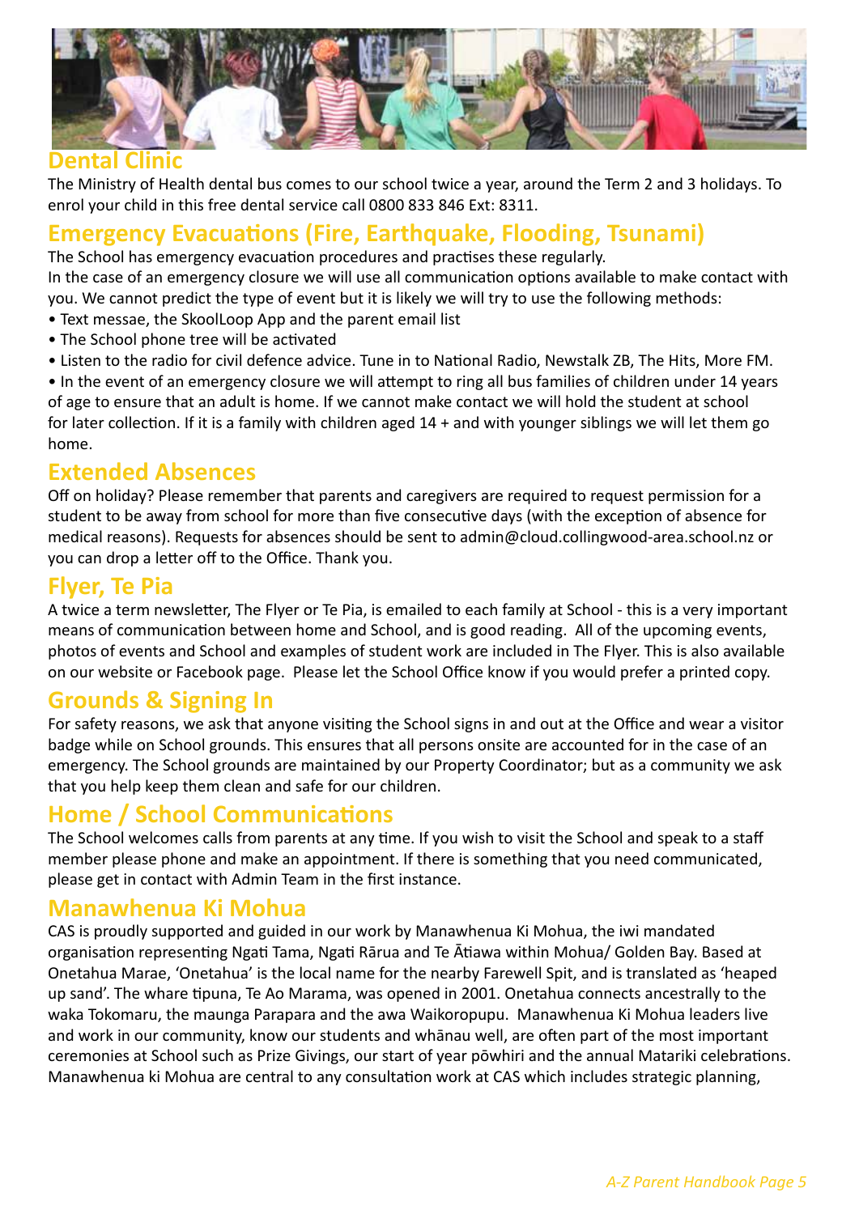## Dental Clinic

The Ministry of Health dental bus comes to our school twice a year, around the Term 2 and 3 holidays. To enrol your child in this free dental service call 0800 833 846 Ext: 8311.

## Emergency Evacuations (Fire, Earthquake, Flooding, Tsunami)

The School has emergency evacuation procedures and practises these regularly.
In the case of an emergency closure we will use all communication options available to make contact with you. We cannot predict the type of event but it is likely we will try to use the following methods:

- Text message, the SkoolLoop App and the parent email list
- The School phone tree will be activated
- Listen to the radio for civil defence advice. Tune in to National Radio, Newstalk ZB, The Hits, More FM.
- In the event of an emergency closure we will attempt to ring all bus families of children under 14 years of age to ensure that an adult is home. If we cannot make contact we will hold the student at school for later collection. If it is a family with children aged 14 + and with younger siblings we will let them go home.

## Extended Absences

Off on holiday? Please remember that parents and caregivers are required to request permission for a student to be away from school for more than five consecutive days (with the exception of absence for medical reasons). Requests for absences should be sent to admin@cloud.collingwood-area.school.nz or you can drop a letter off to the Office. Thank you.

## Flyer, Te Pia

A twice a term newsletter, The Flyer or Te Pia, is emailed to each family at School - this is a very important means of communication between home and School, and is good reading. All of the upcoming events, photos of events and School and examples of student work are included in The Flyer. This is also available on our website or Facebook page. Please let the School Office know if you would prefer a printed copy.

## Grounds & Signing In

For safety reasons, we ask that anyone visiting the School signs in and out at the Office and wear a visitor badge while on School grounds. This ensures that all persons onsite are accounted for in the case of an emergency. The School grounds are maintained by our Property Coordinator; but as a community we ask that you help keep them clean and safe for our children.

## Home / School Communications

The School welcomes calls from parents at any time. If you wish to visit the School and speak to a staff member please phone and make an appointment. If there is something that you need communicated, please get in contact with Admin Team in the first instance.

## Manawhenua Ki Mohua

CAS is proudly supported and guided in our work by Manawhenua Ki Mohua, the iwi mandated organisation representing Ngati Tama, Ngati Rārua and Te Ātiawa within Mohua/ Golden Bay. Based at Onetahua Marae, 'Onetahua' is the local name for the nearby Farewell Spit, and is translated as 'heaped up sand'. The whare tipuna, Te Ao Marama, was opened in 2001. Onetahua connects ancestrally to the waka Tokomaru, the maunga Parapara and the awa Waikoropupu. Manawhenua Ki Mohua leaders live and work in our community, know our students and whānau well, are often part of the most important ceremonies at School such as Prize Givings, our start of year pōwhiri and the annual Matariki celebrations. Manawhenua ki Mohua are central to any consultation work at CAS which includes strategic planning,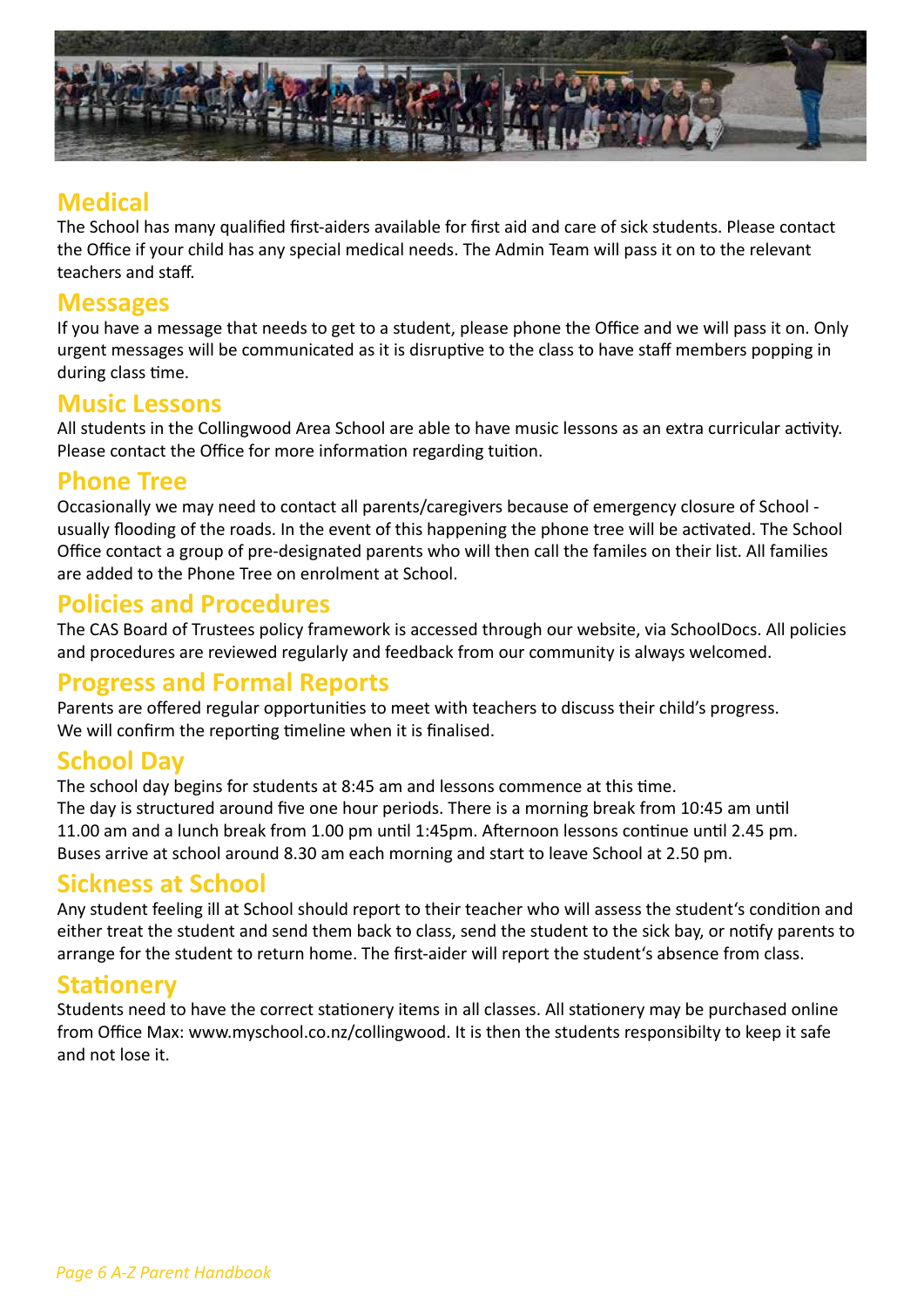## Medical

The School has many qualified first-aiders available for first aid and care of sick students. Please contact the Office if your child has any special medical needs. The Admin Team will pass it on to the relevant teachers and staff.

## Messages

If you have a message that needs to get to a student, please phone the Office and we will pass it on. Only urgent messages will be communicated as it is disruptive to the class to have staff members popping in during class time.

## Music Lessons

All students in the Collingwood Area School are able to have music lessons as an extra curricular activity. Please contact the Office for more information regarding tuition.

## Phone Tree

Occasionally we may need to contact all parents/caregivers because of emergency closure of School - usually flooding of the roads. In the event of this happening the phone tree will be activated. The School Office contact a group of pre-designated parents who will then call the familes on their list. All families are added to the Phone Tree on enrolment at School.

## Policies and Procedures

The CAS Board of Trustees policy framework is accessed through our website, via SchoolDocs. All policies and procedures are reviewed regularly and feedback from our community is always welcomed.

## Progress and Formal Reports

Parents are offered regular opportunities to meet with teachers to discuss their child's progress.
We will confirm the reporting timeline when it is finalised.

## School Day

The school day begins for students at 8:45 am and lessons commence at this time.
The day is structured around five one hour periods. There is a morning break from 10:45 am until 11.00 am and a lunch break from 1.00 pm until 1:45pm. Afternoon lessons continue until 2.45 pm.
Buses arrive at school around 8.30 am each morning and start to leave School at 2.50 pm.

## Sickness at School

Any student feeling ill at School should report to their teacher who will assess the student's condition and either treat the student and send them back to class, send the student to the sick bay, or notify parents to arrange for the student to return home. The first-aider will report the student's absence from class.

## Stationery

Students need to have the correct stationery items in all classes. All stationery may be purchased online from Office Max: www.myschool.co.nz/collingwood. It is then the students responsibilty to keep it safe and not lose it.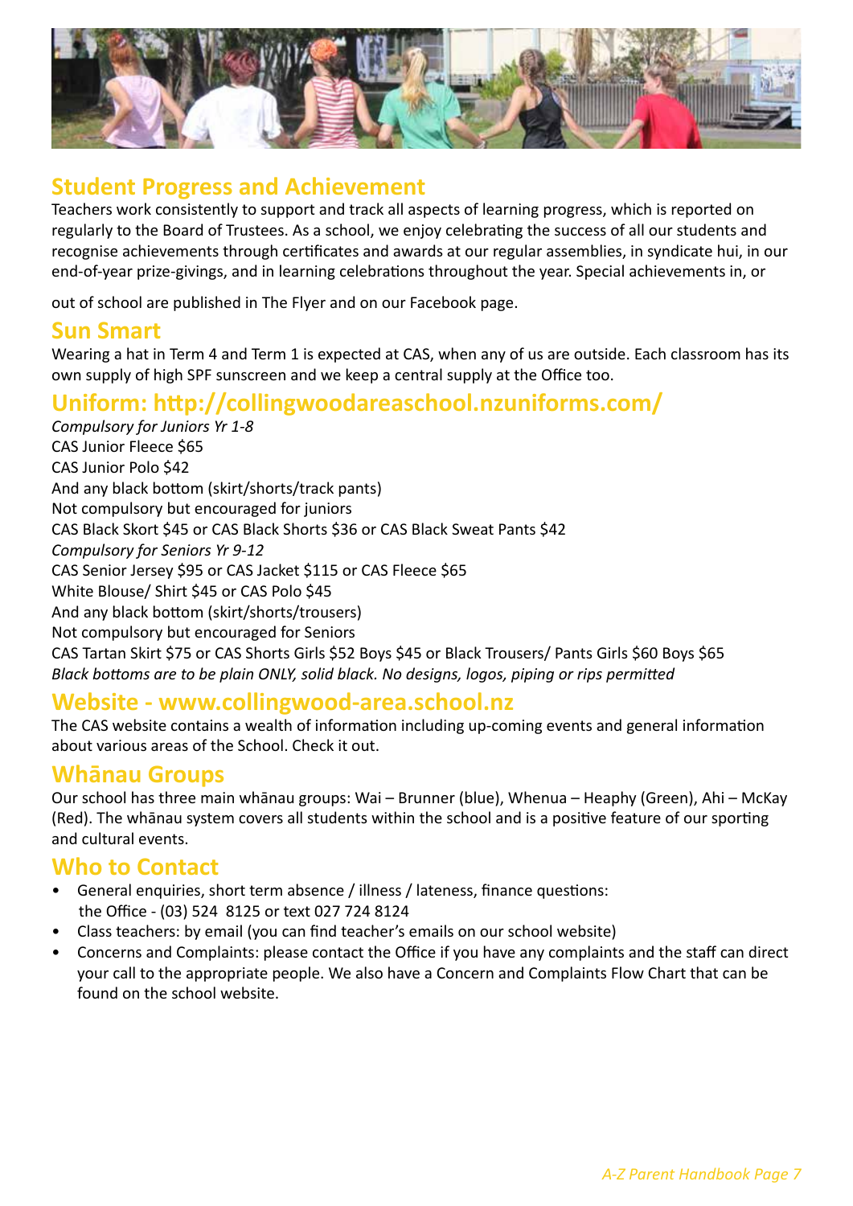## Student Progress and Achievement

Teachers work consistently to support and track all aspects of learning progress, which is reported on regularly to the Board of Trustees. As a school, we enjoy celebrating the success of all our students and recognise achievements through certificates and awards at our regular assemblies, in syndicate hui, in our end-of-year prize-givings, and in learning celebrations throughout the year. Special achievements in, or

out of school are published in The Flyer and on our Facebook page.

## Sun Smart

Wearing a hat in Term 4 and Term 1 is expected at CAS, when any of us are outside. Each classroom has its own supply of high SPF sunscreen and we keep a central supply at the Office too.

## Uniform: http://collingwoodareaschool.nzuniforms.com/

*Compulsory for Juniors Yr 1-8*
CAS Junior Fleece $65
CAS Junior Polo $42
And any black bottom (skirt/shorts/track pants)
Not compulsory but encouraged for juniors
CAS Black Skort $45 or CAS Black Shorts $36 or CAS Black Sweat Pants $42
*Compulsory for Seniors Yr 9-12*
CAS Senior Jersey $95 or CAS Jacket $115 or CAS Fleece $65
White Blouse/ Shirt $45 or CAS Polo $45
And any black bottom (skirt/shorts/trousers)
Not compulsory but encouraged for Seniors
CAS Tartan Skirt $75 or CAS Shorts Girls $52 Boys $45 or Black Trousers/ Pants Girls $60 Boys $65
*Black bottoms are to be plain ONLY, solid black. No designs, logos, piping or rips permitted*

## Website - www.collingwood-area.school.nz

The CAS website contains a wealth of information including up-coming events and general information about various areas of the School. Check it out.

## Whānau Groups

Our school has three main whānau groups: Wai – Brunner (blue), Whenua – Heaphy (Green), Ahi – McKay (Red). The whānau system covers all students within the school and is a positive feature of our sporting and cultural events.

## Who to Contact

- General enquiries, short term absence / illness / lateness, finance questions: the Office - (03) 524 8125 or text 027 724 8124
- Class teachers: by email (you can find teacher's emails on our school website)
- Concerns and Complaints: please contact the Office if you have any complaints and the staff can direct your call to the appropriate people. We also have a Concern and Complaints Flow Chart that can be found on the school website.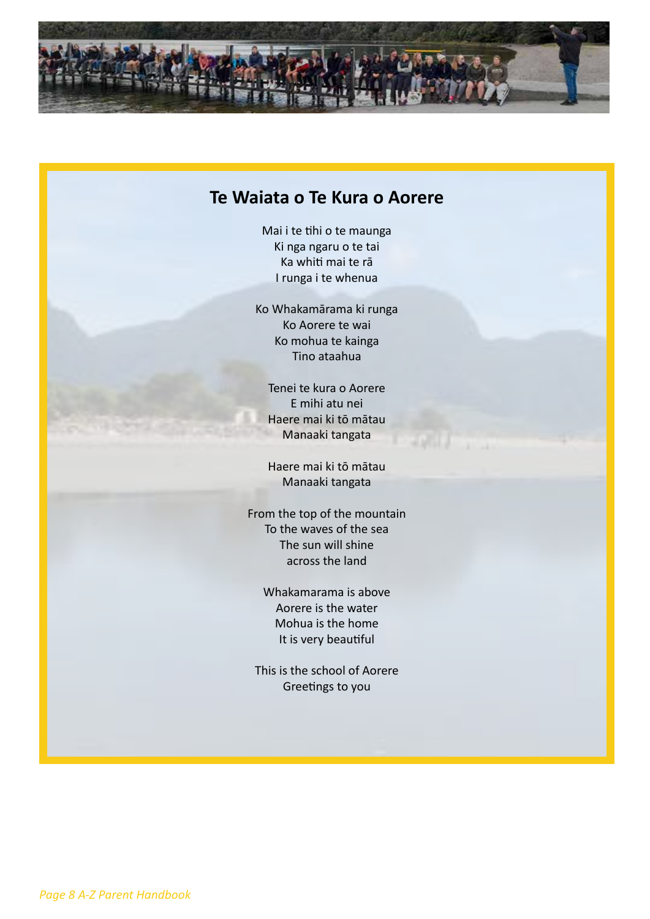## Te Waiata o Te Kura o Aorere

Mai i te tihi o te maunga
Ki nga ngaru o te tai
Ka whiti mai te rā
I runga i te whenua

Ko Whakamārama ki runga
Ko Aorere te wai
Ko mohua te kainga
Tino ataahua

Tenei te kura o Aorere
E mihi atu nei
Haere mai ki tō mātau
Manaaki tangata

Haere mai ki tō mātau
Manaaki tangata

From the top of the mountain
To the waves of the sea
The sun will shine
across the land

Whakamarama is above
Aorere is the water
Mohua is the home
It is very beautiful

This is the school of Aorere
Greetings to you